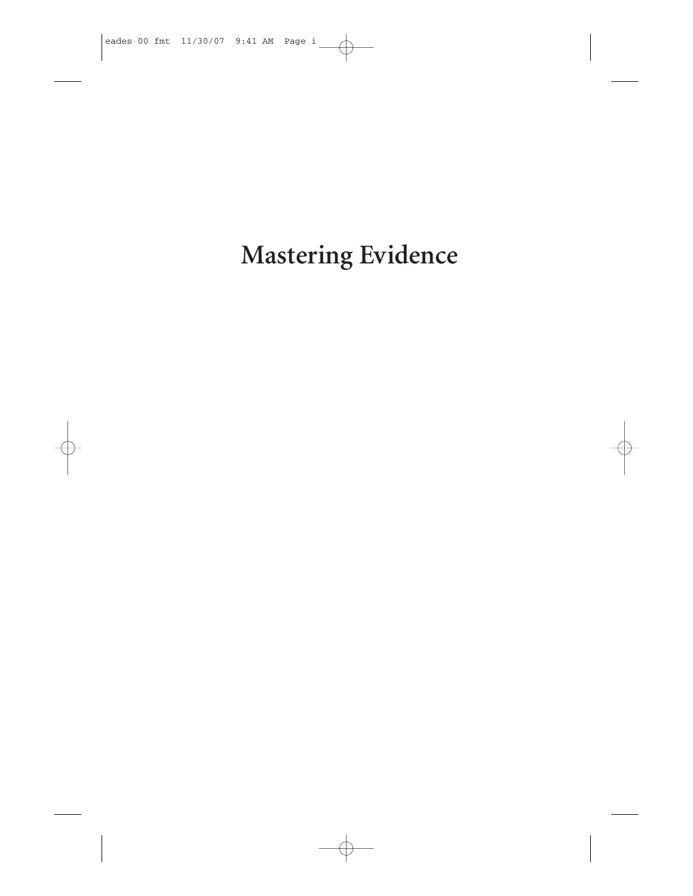# Mastering Evidence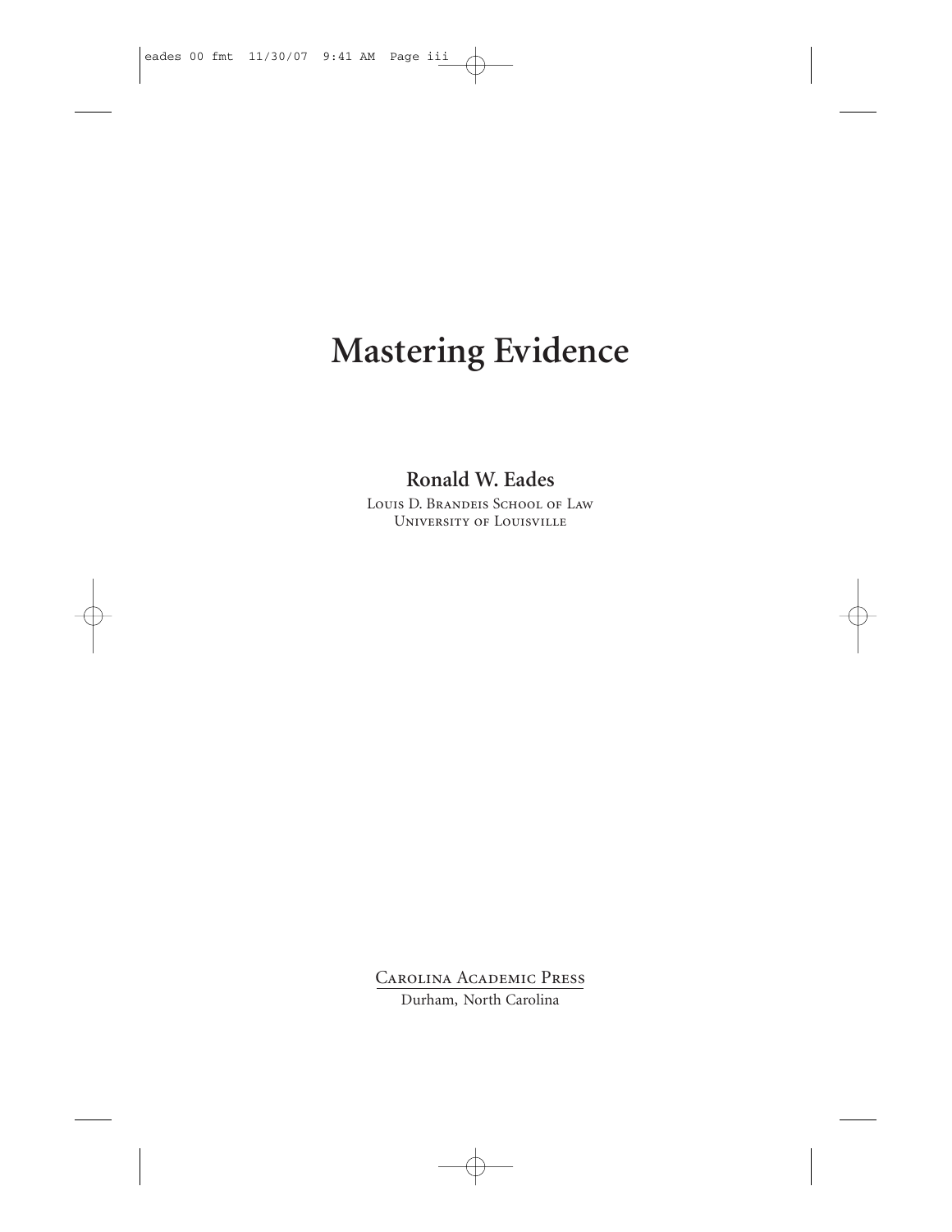# Mastering Evidence

**Ronald W. Eades**

Louis D. Brandeis School of Law
University of Louisville

Carolina Academic Press
Durham, North Carolina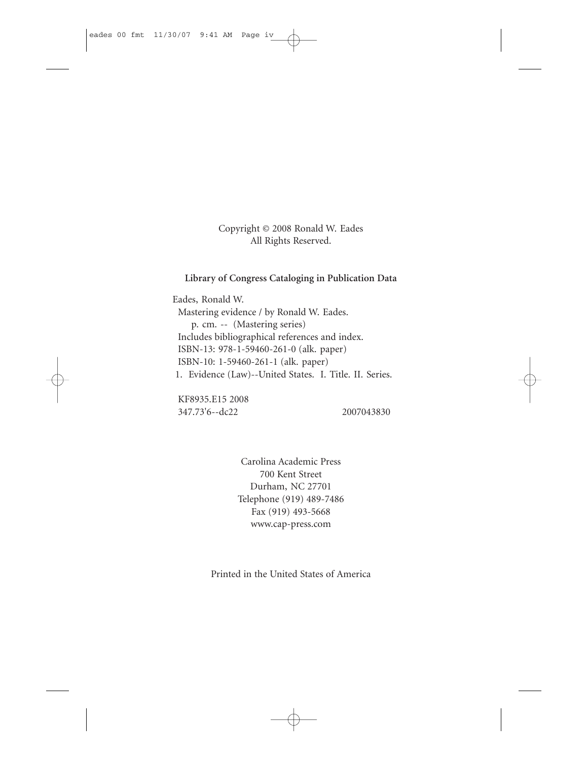Copyright © 2008 Ronald W. Eades
All Rights Reserved.

**Library of Congress Cataloging in Publication Data**

Eades, Ronald W.
Mastering evidence / by Ronald W. Eades.
p. cm. -- (Mastering series)
Includes bibliographical references and index.
ISBN-13: 978-1-59460-261-0 (alk. paper)
ISBN-10: 1-59460-261-1 (alk. paper)
1. Evidence (Law)--United States. I. Title. II. Series.

KF8935.E15 2008
347.73'6--dc22 2007043830

Carolina Academic Press
700 Kent Street
Durham, NC 27701
Telephone (919) 489-7486
Fax (919) 493-5668
www.cap-press.com

Printed in the United States of America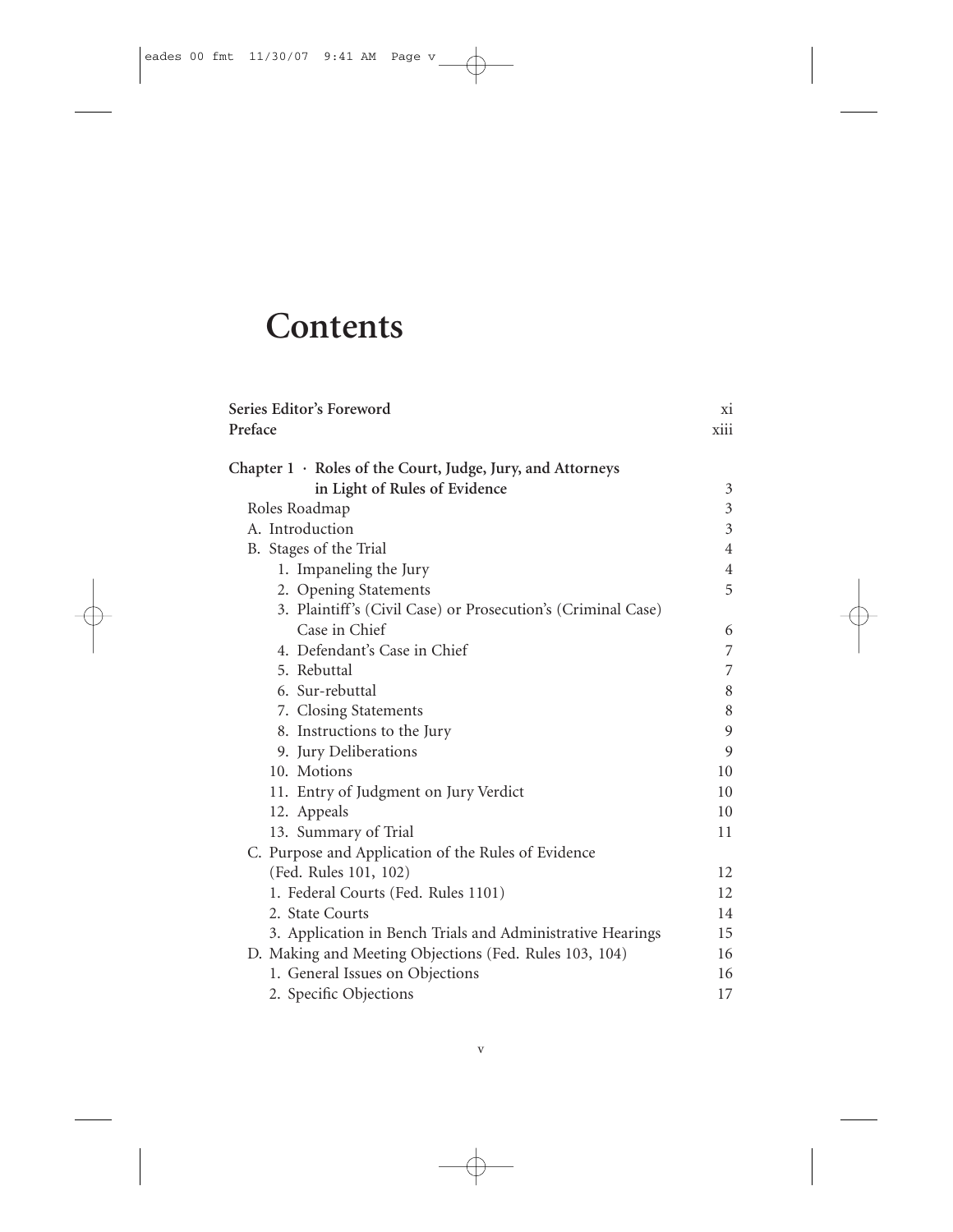# Contents

| | |
|---|---|
| **Series Editor's Foreword** | xi |
| **Preface** | xiii |
| **Chapter 1 · Roles of the Court, Judge, Jury, and Attorneys in Light of Rules of Evidence** | 3 |
| Roles Roadmap | 3 |
| A. Introduction | 3 |
| B. Stages of the Trial | 4 |
| 1. Impaneling the Jury | 4 |
| 2. Opening Statements | 5 |
| 3. Plaintiff's (Civil Case) or Prosecution's (Criminal Case) Case in Chief | 6 |
| 4. Defendant's Case in Chief | 7 |
| 5. Rebuttal | 7 |
| 6. Sur-rebuttal | 8 |
| 7. Closing Statements | 8 |
| 8. Instructions to the Jury | 9 |
| 9. Jury Deliberations | 9 |
| 10. Motions | 10 |
| 11. Entry of Judgment on Jury Verdict | 10 |
| 12. Appeals | 10 |
| 13. Summary of Trial | 11 |
| C. Purpose and Application of the Rules of Evidence (Fed. Rules 101, 102) | 12 |
| 1. Federal Courts (Fed. Rules 1101) | 12 |
| 2. State Courts | 14 |
| 3. Application in Bench Trials and Administrative Hearings | 15 |
| D. Making and Meeting Objections (Fed. Rules 103, 104) | 16 |
| 1. General Issues on Objections | 16 |
| 2. Specific Objections | 17 |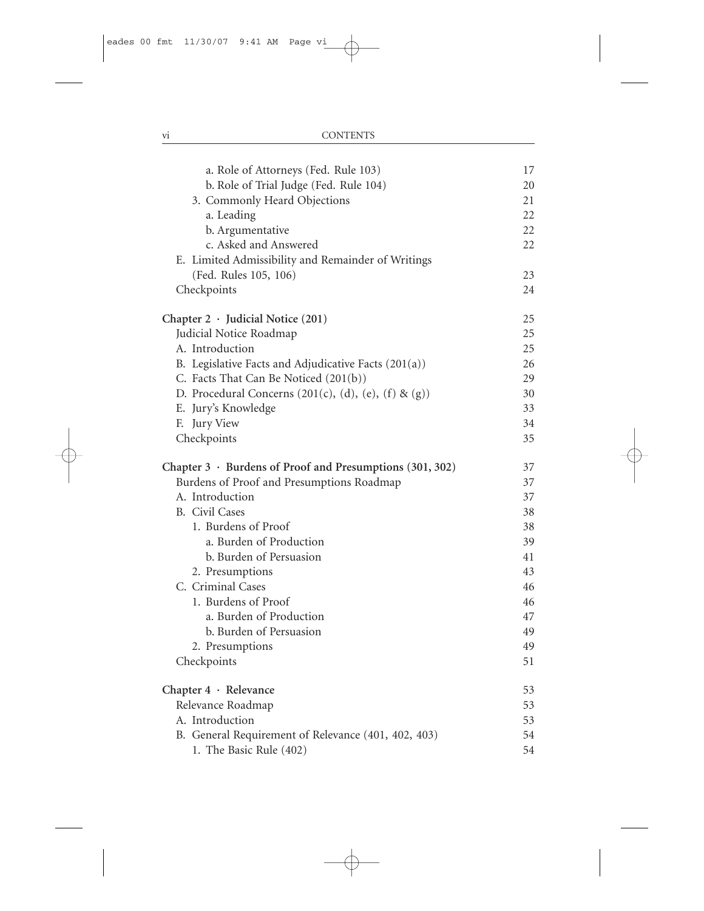a. Role of Attorneys (Fed. Rule 103) 17
b. Role of Trial Judge (Fed. Rule 104) 20
3. Commonly Heard Objections 21
a. Leading 22
b. Argumentative 22
c. Asked and Answered 22
E. Limited Admissibility and Remainder of Writings (Fed. Rules 105, 106) 23
Checkpoints 24

**Chapter 2 · Judicial Notice (201)** 25
Judicial Notice Roadmap 25
A. Introduction 25
B. Legislative Facts and Adjudicative Facts (201(a)) 26
C. Facts That Can Be Noticed (201(b)) 29
D. Procedural Concerns (201(c), (d), (e), (f) & (g)) 30
E. Jury's Knowledge 33
F. Jury View 34
Checkpoints 35

**Chapter 3 · Burdens of Proof and Presumptions (301, 302)** 37
Burdens of Proof and Presumptions Roadmap 37
A. Introduction 37
B. Civil Cases 38
1. Burdens of Proof 38
a. Burden of Production 39
b. Burden of Persuasion 41
2. Presumptions 43
C. Criminal Cases 46
1. Burdens of Proof 46
a. Burden of Production 47
b. Burden of Persuasion 49
2. Presumptions 49
Checkpoints 51

**Chapter 4 · Relevance** 53
Relevance Roadmap 53
A. Introduction 53
B. General Requirement of Relevance (401, 402, 403) 54
1. The Basic Rule (402) 54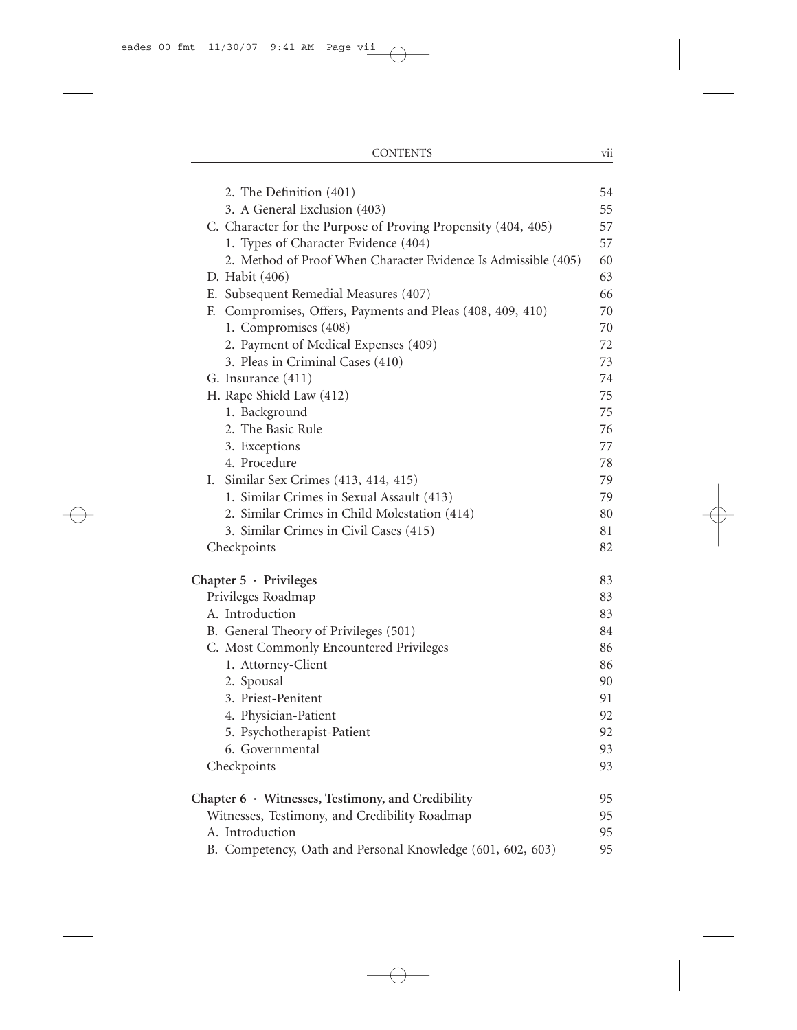| | |
|---|---|
| 2. The Definition (401) | 54 |
| 3. A General Exclusion (403) | 55 |
| C. Character for the Purpose of Proving Propensity (404, 405) | 57 |
| 1. Types of Character Evidence (404) | 57 |
| 2. Method of Proof When Character Evidence Is Admissible (405) | 60 |
| D. Habit (406) | 63 |
| E. Subsequent Remedial Measures (407) | 66 |
| F. Compromises, Offers, Payments and Pleas (408, 409, 410) | 70 |
| 1. Compromises (408) | 70 |
| 2. Payment of Medical Expenses (409) | 72 |
| 3. Pleas in Criminal Cases (410) | 73 |
| G. Insurance (411) | 74 |
| H. Rape Shield Law (412) | 75 |
| 1. Background | 75 |
| 2. The Basic Rule | 76 |
| 3. Exceptions | 77 |
| 4. Procedure | 78 |
| I. Similar Sex Crimes (413, 414, 415) | 79 |
| 1. Similar Crimes in Sexual Assault (413) | 79 |
| 2. Similar Crimes in Child Molestation (414) | 80 |
| 3. Similar Crimes in Civil Cases (415) | 81 |
| Checkpoints | 82 |
| **Chapter 5 · Privileges** | 83 |
| Privileges Roadmap | 83 |
| A. Introduction | 83 |
| B. General Theory of Privileges (501) | 84 |
| C. Most Commonly Encountered Privileges | 86 |
| 1. Attorney-Client | 86 |
| 2. Spousal | 90 |
| 3. Priest-Penitent | 91 |
| 4. Physician-Patient | 92 |
| 5. Psychotherapist-Patient | 92 |
| 6. Governmental | 93 |
| Checkpoints | 93 |
| **Chapter 6 · Witnesses, Testimony, and Credibility** | 95 |
| Witnesses, Testimony, and Credibility Roadmap | 95 |
| A. Introduction | 95 |
| B. Competency, Oath and Personal Knowledge (601, 602, 603) | 95 |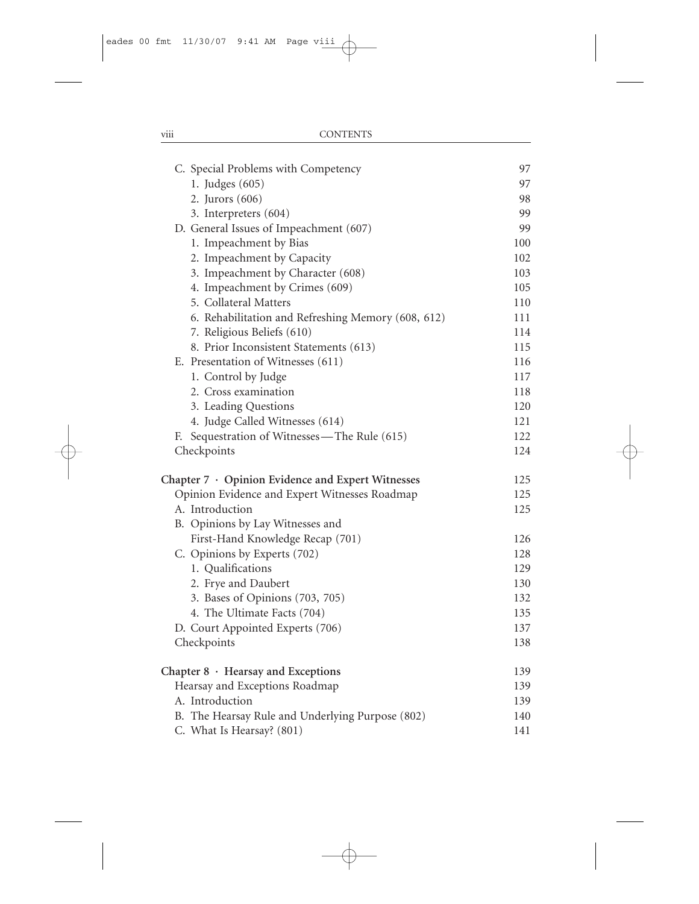C. Special Problems with Competency 97
   1. Judges (605) 97
   2. Jurors (606) 98
   3. Interpreters (604) 99
D. General Issues of Impeachment (607) 99
   1. Impeachment by Bias 100
   2. Impeachment by Capacity 102
   3. Impeachment by Character (608) 103
   4. Impeachment by Crimes (609) 105
   5. Collateral Matters 110
   6. Rehabilitation and Refreshing Memory (608, 612) 111
   7. Religious Beliefs (610) 114
   8. Prior Inconsistent Statements (613) 115
E. Presentation of Witnesses (611) 116
   1. Control by Judge 117
   2. Cross examination 118
   3. Leading Questions 120
   4. Judge Called Witnesses (614) 121
F. Sequestration of Witnesses—The Rule (615) 122
Checkpoints 124

**Chapter 7 · Opinion Evidence and Expert Witnesses** 125

Opinion Evidence and Expert Witnesses Roadmap 125
A. Introduction 125
B. Opinions by Lay Witnesses and First-Hand Knowledge Recap (701) 126
C. Opinions by Experts (702) 128
   1. Qualifications 129
   2. Frye and Daubert 130
   3. Bases of Opinions (703, 705) 132
   4. The Ultimate Facts (704) 135
D. Court Appointed Experts (706) 137
Checkpoints 138

**Chapter 8 · Hearsay and Exceptions** 139

Hearsay and Exceptions Roadmap 139
A. Introduction 139
B. The Hearsay Rule and Underlying Purpose (802) 140
C. What Is Hearsay? (801) 141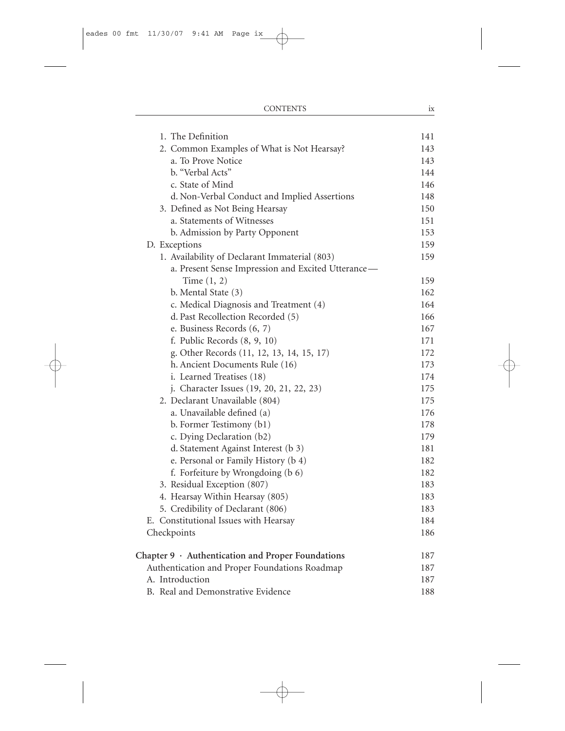| | |
|---|---|
| 1. The Definition | 141 |
| 2. Common Examples of What is Not Hearsay? | 143 |
| a. To Prove Notice | 143 |
| b. "Verbal Acts" | 144 |
| c. State of Mind | 146 |
| d. Non-Verbal Conduct and Implied Assertions | 148 |
| 3. Defined as Not Being Hearsay | 150 |
| a. Statements of Witnesses | 151 |
| b. Admission by Party Opponent | 153 |
| D. Exceptions | 159 |
| 1. Availability of Declarant Immaterial (803) | 159 |
| a. Present Sense Impression and Excited Utterance—Time (1, 2) | 159 |
| b. Mental State (3) | 162 |
| c. Medical Diagnosis and Treatment (4) | 164 |
| d. Past Recollection Recorded (5) | 166 |
| e. Business Records (6, 7) | 167 |
| f. Public Records (8, 9, 10) | 171 |
| g. Other Records (11, 12, 13, 14, 15, 17) | 172 |
| h. Ancient Documents Rule (16) | 173 |
| i. Learned Treatises (18) | 174 |
| j. Character Issues (19, 20, 21, 22, 23) | 175 |
| 2. Declarant Unavailable (804) | 175 |
| a. Unavailable defined (a) | 176 |
| b. Former Testimony (b1) | 178 |
| c. Dying Declaration (b2) | 179 |
| d. Statement Against Interest (b 3) | 181 |
| e. Personal or Family History (b 4) | 182 |
| f. Forfeiture by Wrongdoing (b 6) | 182 |
| 3. Residual Exception (807) | 183 |
| 4. Hearsay Within Hearsay (805) | 183 |
| 5. Credibility of Declarant (806) | 183 |
| E. Constitutional Issues with Hearsay | 184 |
| Checkpoints | 186 |
| **Chapter 9 · Authentication and Proper Foundations** | **187** |
| Authentication and Proper Foundations Roadmap | 187 |
| A. Introduction | 187 |
| B. Real and Demonstrative Evidence | 188 |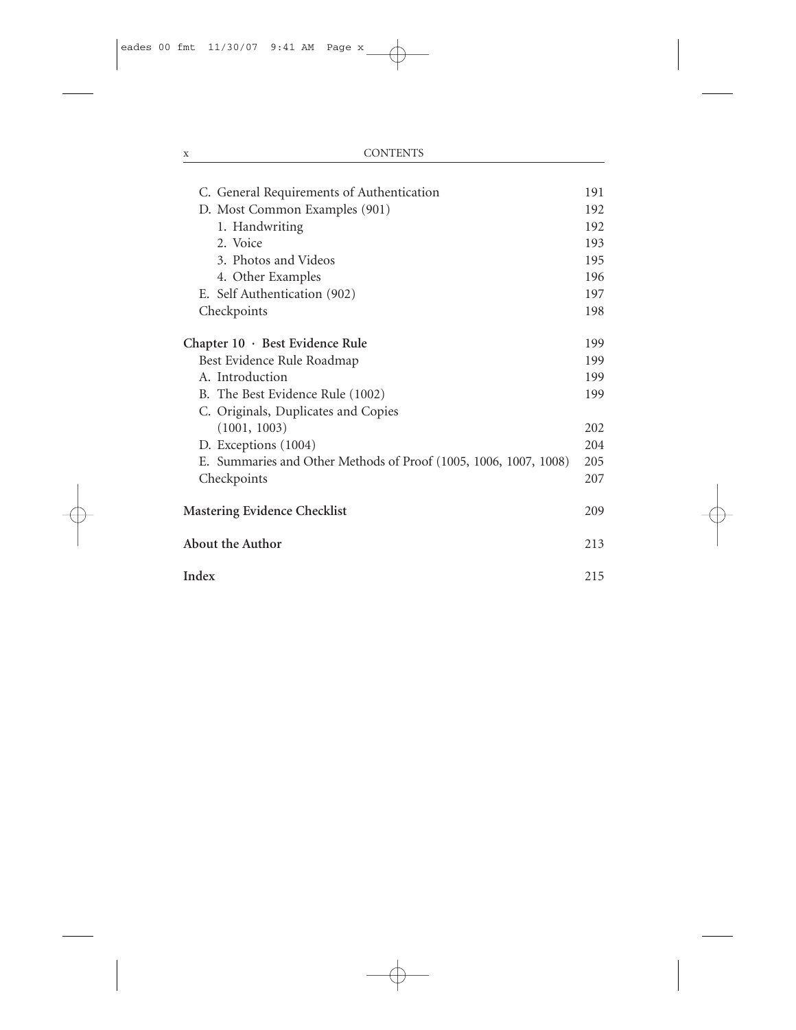C. General Requirements of Authentication 191
D. Most Common Examples (901) 192
1. Handwriting 192
2. Voice 193
3. Photos and Videos 195
4. Other Examples 196
E. Self Authentication (902) 197
Checkpoints 198

**Chapter 10 · Best Evidence Rule** 199
Best Evidence Rule Roadmap 199
A. Introduction 199
B. The Best Evidence Rule (1002) 199
C. Originals, Duplicates and Copies (1001, 1003) 202
D. Exceptions (1004) 204
E. Summaries and Other Methods of Proof (1005, 1006, 1007, 1008) 205
Checkpoints 207

**Mastering Evidence Checklist** 209

**About the Author** 213

**Index** 215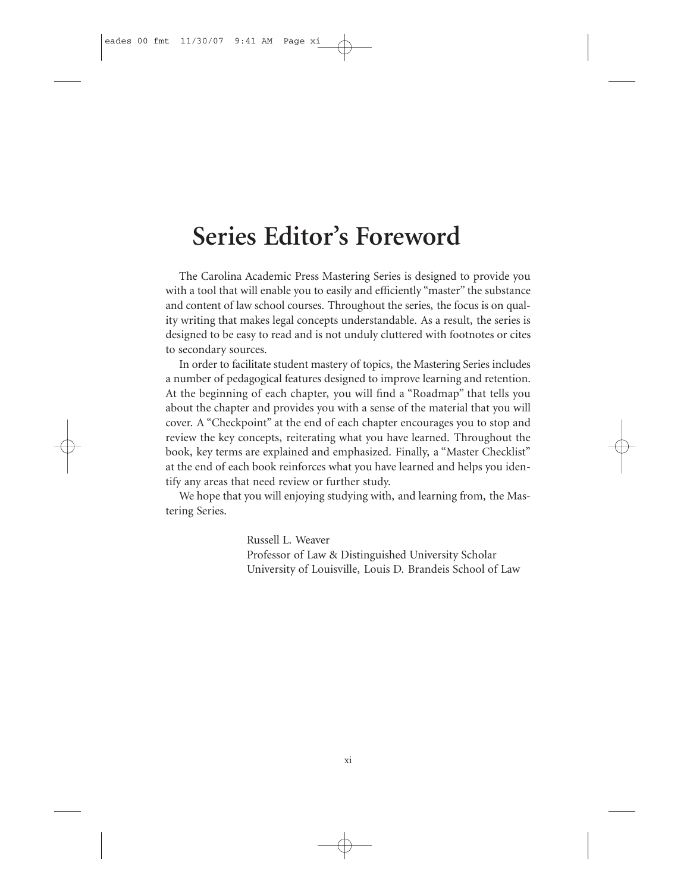# Series Editor's Foreword

The Carolina Academic Press Mastering Series is designed to provide you with a tool that will enable you to easily and efficiently "master" the substance and content of law school courses. Throughout the series, the focus is on quality writing that makes legal concepts understandable. As a result, the series is designed to be easy to read and is not unduly cluttered with footnotes or cites to secondary sources.

In order to facilitate student mastery of topics, the Mastering Series includes a number of pedagogical features designed to improve learning and retention. At the beginning of each chapter, you will find a "Roadmap" that tells you about the chapter and provides you with a sense of the material that you will cover. A "Checkpoint" at the end of each chapter encourages you to stop and review the key concepts, reiterating what you have learned. Throughout the book, key terms are explained and emphasized. Finally, a "Master Checklist" at the end of each book reinforces what you have learned and helps you identify any areas that need review or further study.

We hope that you will enjoying studying with, and learning from, the Mastering Series.

Russell L. Weaver
Professor of Law & Distinguished University Scholar
University of Louisville, Louis D. Brandeis School of Law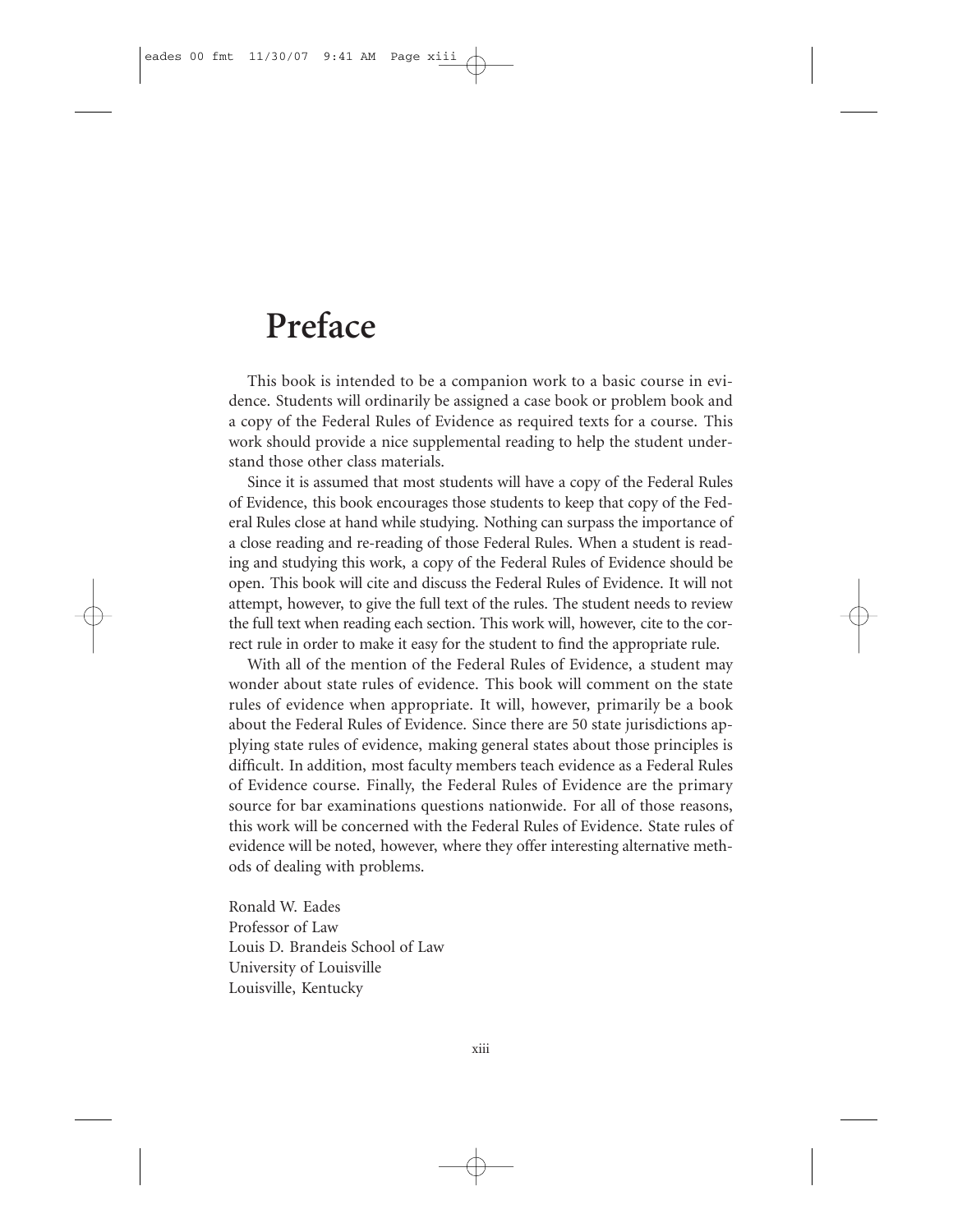# Preface

This book is intended to be a companion work to a basic course in evidence. Students will ordinarily be assigned a case book or problem book and a copy of the Federal Rules of Evidence as required texts for a course. This work should provide a nice supplemental reading to help the student understand those other class materials.

Since it is assumed that most students will have a copy of the Federal Rules of Evidence, this book encourages those students to keep that copy of the Federal Rules close at hand while studying. Nothing can surpass the importance of a close reading and re-reading of those Federal Rules. When a student is reading and studying this work, a copy of the Federal Rules of Evidence should be open. This book will cite and discuss the Federal Rules of Evidence. It will not attempt, however, to give the full text of the rules. The student needs to review the full text when reading each section. This work will, however, cite to the correct rule in order to make it easy for the student to find the appropriate rule.

With all of the mention of the Federal Rules of Evidence, a student may wonder about state rules of evidence. This book will comment on the state rules of evidence when appropriate. It will, however, primarily be a book about the Federal Rules of Evidence. Since there are 50 state jurisdictions applying state rules of evidence, making general states about those principles is difficult. In addition, most faculty members teach evidence as a Federal Rules of Evidence course. Finally, the Federal Rules of Evidence are the primary source for bar examinations questions nationwide. For all of those reasons, this work will be concerned with the Federal Rules of Evidence. State rules of evidence will be noted, however, where they offer interesting alternative methods of dealing with problems.

Ronald W. Eades
Professor of Law
Louis D. Brandeis School of Law
University of Louisville
Louisville, Kentucky